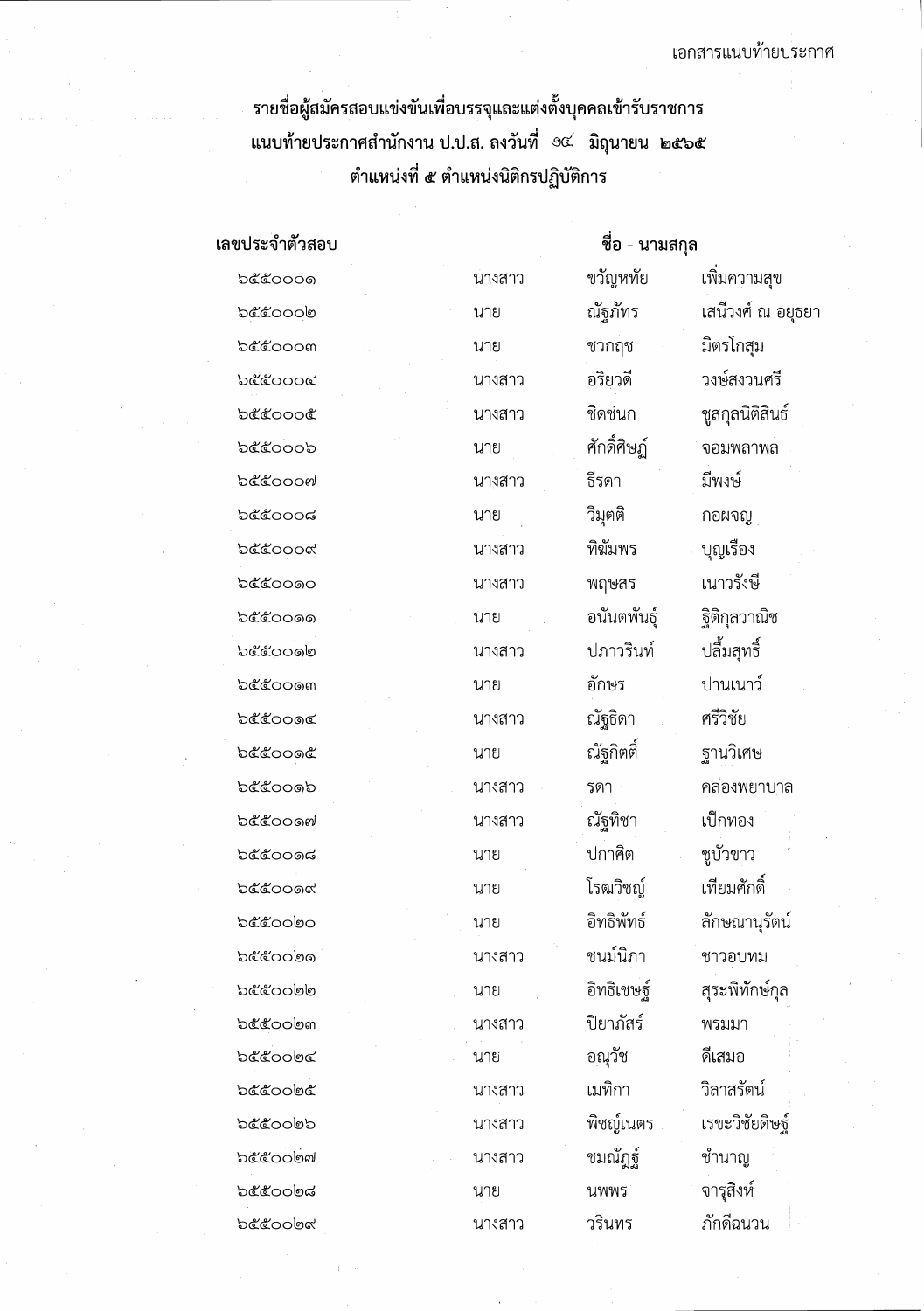เอกสารแนบท้ายประกาศ

### รายชื่อผู้สมัครสอบแข่งขันเพื่อบรรจุและแต่งตั้งบุคคลเข้ารับราชการ แนบท้ายประกาศสำนักงาน ป.ป.ส. ลงวันที่ ๑๔ มิถุนายน ๒๕๖๕ ตำแหน่งที่ ๕ ตำแหน่งนิติกรปฏิบัติการ

| เลขประจำตัวสอบ | ชื่อ - นามสกุล | | |
|---|---|---|---|
| ๖๕๕๐๐๐๑ | นางสาว | ขวัญหทัย | เพิ่มความสุข |
| ๖๕๕๐๐๐๒ | นาย | ณัฐภัทร | เสนีวงศ์ ณ อยุธยา |
| ๖๕๕๐๐๐๓ | นาย | ชวกฤช | มิตรโกสุม |
| ๖๕๕๐๐๐๔ | นางสาว | อริยวดี | วงษ์สงวนศรี |
| ๖๕๕๐๐๐๕ | นางสาว | ชิดชนก | ชูสกุลนิติสินธ์ |
| ๖๕๕๐๐๐๖ | นาย | ศักดิ์ศิษฎ์ | จอมพลาพล |
| ๖๕๕๐๐๐๗ | นางสาว | ธีรดา | มีพงษ์ |
| ๖๕๕๐๐๐๘ | นาย | วิมุตติ | กอผจญ |
| ๖๕๕๐๐๐๙ | นางสาว | ทิฆัมพร | บุญเรือง |
| ๖๕๕๐๐๑๐ | นางสาว | พฤษสร | เนาวรังษี |
| ๖๕๕๐๐๑๑ | นาย | อนันตพันธุ์ | ฐิติกุลวาณิช |
| ๖๕๕๐๐๑๒ | นางสาว | ปภาวรินท์ | ปลื้มสุทธิ์ |
| ๖๕๕๐๐๑๓ | นาย | อักษร | ปานเนาว์ |
| ๖๕๕๐๐๑๔ | นางสาว | ณัฐธิดา | ศรีวิชัย |
| ๖๕๕๐๐๑๕ | นาย | ณัฐกิตติ์ | ฐานวิเศษ |
| ๖๕๕๐๐๑๖ | นางสาว | รดา | คล่องพยาบาล |
| ๖๕๕๐๐๑๗ | นางสาว | ณัฐทิชา | เป็กทอง |
| ๖๕๕๐๐๑๘ | นาย | ปกาศิต | ชูบัวขาว |
| ๖๕๕๐๐๑๙ | นาย | โรฒวิชญ์ | เทียมศักดิ์ |
| ๖๕๕๐๐๒๐ | นาย | อิทธิพัทธ์ | ลักษณานุรัตน์ |
| ๖๕๕๐๐๒๑ | นางสาว | ชนม์นิภา | ชาวอบทม |
| ๖๕๕๐๐๒๒ | นาย | อิทธิเชษฐ์ | สุระพิทักษ์กุล |
| ๖๕๕๐๐๒๓ | นางสาว | ปิยาภัสร์ | พรมมา |
| ๖๕๕๐๐๒๔ | นาย | อณุวัช | ดีเสมอ |
| ๖๕๕๐๐๒๕ | นางสาว | เมทิกา | วิลาสรัตน์ |
| ๖๕๕๐๐๒๖ | นางสาว | พิชญ์เนตร | เรขะวิชัยดิษฐ์ |
| ๖๕๕๐๐๒๗ | นางสาว | ชมณัฏฐ์ | ชำนาญ |
| ๖๕๕๐๐๒๘ | นาย | นพพร | จารุสิงห์ |
| ๖๕๕๐๐๒๙ | นางสาว | วรินทร | ภักดีฉนวน |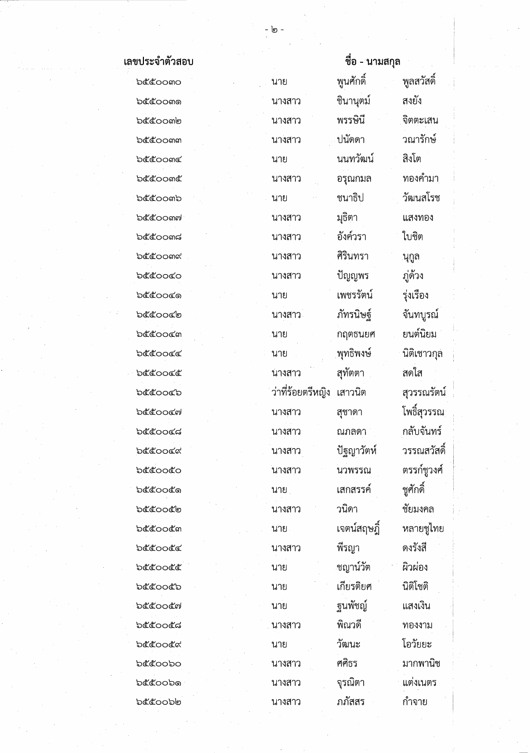| เลขประจำตัวสอบ | ชื่อ - นามสกุล | | |
|---|---|---|---|
| ๖๕๕๐๐๓๐ | นาย | พูนศักดิ์ | พูลสวัสดิ์ |
| ๖๕๕๐๐๓๑ | นางสาว | ชินานุตม์ | สงยัง |
| ๖๕๕๐๐๓๒ | นางสาว | พรรษินี | จิตตะเสน |
| ๖๕๕๐๐๓๓ | นางสาว | ปนัดดา | วณารักษ์ |
| ๖๕๕๐๐๓๔ | นาย | นนทวัฒน์ | สิงโต |
| ๖๕๕๐๐๓๕ | นางสาว | อรุณกมล | ทองคำมา |
| ๖๕๕๐๐๓๖ | นาย | ชนาธิป | วัฒนสโรช |
| ๖๕๕๐๐๓๗ | นางสาว | มุธิตา | แสงทอง |
| ๖๕๕๐๐๓๘ | นางสาว | อังค์วรา | ใบชิต |
| ๖๕๕๐๐๓๙ | นางสาว | ศิรินทรา | นุกูล |
| ๖๕๕๐๐๔๐ | นางสาว | ปัญญพร | ภู่ด้วง |
| ๖๕๕๐๐๔๑ | นาย | เพชรรัตน์ | รุ่งเรือง |
| ๖๕๕๐๐๔๒ | นางสาว | ภัทรนิษฐ์ | จันทบูรณ์ |
| ๖๕๕๐๐๔๓ | นาย | กฤตธนยศ | ยนต์นิยม |
| ๖๕๕๐๐๔๔ | นาย | พุทธิพงษ์ | นิติเชาวกุล |
| ๖๕๕๐๐๔๕ | นางสาว | สุทัตตา | สดใส |
| ๖๕๕๐๐๔๖ | ว่าที่ร้อยตรีหญิง | เสาวนิต | สุวรรณรัตน์ |
| ๖๕๕๐๐๔๗ | นางสาว | สุชาดา | โพธิ์สุวรรณ |
| ๖๕๕๐๐๔๘ | นางสาว | ณภลดา | กลับจันทร์ |
| ๖๕๕๐๐๔๙ | นางสาว | ปัฐญาวัตห์ | วรรณสวัสดิ์ |
| ๖๕๕๐๐๕๐ | นางสาว | นวพรรณ | ตรรก์ชูวงศ์ |
| ๖๕๕๐๐๕๑ | นาย | เสกสรรค์ | ชูศักดิ์ |
| ๖๕๕๐๐๕๒ | นางสาว | วนิดา | ชัยมงคล |
| ๖๕๕๐๐๕๓ | นาย | เจตน์สฤษฏิ์ | หลายชูไทย |
| ๖๕๕๐๐๕๔ | นางสาว | พีรญา | ดงรังสี |
| ๖๕๕๐๐๕๕ | นาย | ชญาน์วัต | ผิวผ่อง |
| ๖๕๕๐๐๕๖ | นาย | เกียรติยศ | นิติโชติ |
| ๖๕๕๐๐๕๗ | นาย | ฐนพัชญ์ | แสงเงิน |
| ๖๕๕๐๐๕๘ | นางสาว | พิณวดี | ทองงาม |
| ๖๕๕๐๐๕๙ | นาย | วัฒนะ | โอวัยยะ |
| ๖๕๕๐๐๖๐ | นางสาว | ศศิธร | มากพานิช |
| ๖๕๕๐๐๖๑ | นางสาว | จุรณิตา | แต่งเนตร |
| ๖๕๕๐๐๖๒ | นางสาว | ภภัสสร | กำจาย |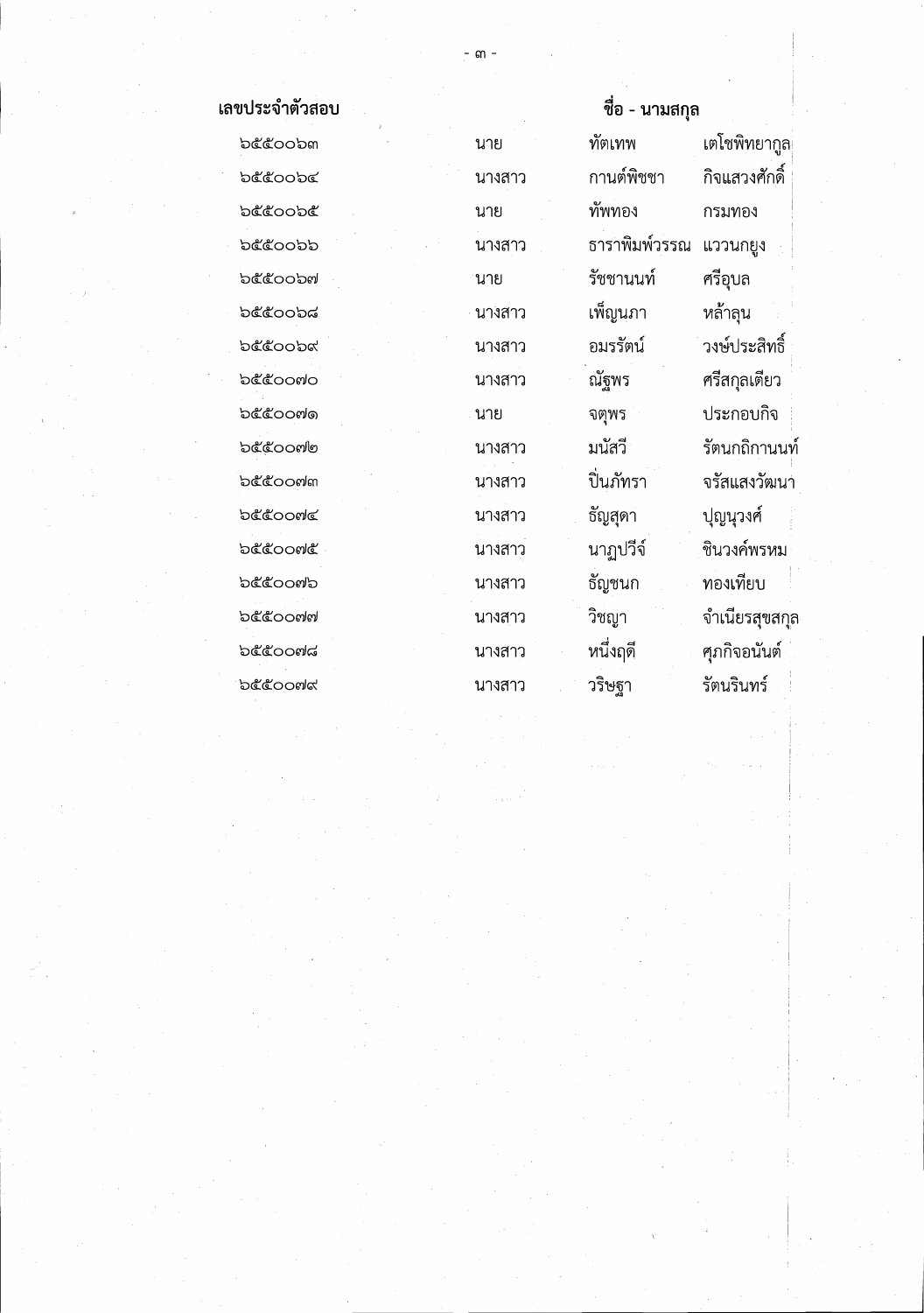| เลขประจำตัวสอบ | ชื่อ - นามสกุล | | |
|---|---|---|---|
| ๖๕๕๐๐๖๓ | นาย | ทัตเทพ | เตโชพิทยากูล |
| ๖๕๕๐๐๖๔ | นางสาว | กานต์พิชชา | กิจแสวงศักดิ์ |
| ๖๕๕๐๐๖๕ | นาย | ทัพทอง | กรมทอง |
| ๖๕๕๐๐๖๖ | นางสาว | ธาราพิมพ์วรรณ | แววนกยูง |
| ๖๕๕๐๐๖๗ | นาย | รัชชานนท์ | ศรีอุบล |
| ๖๕๕๐๐๖๘ | นางสาว | เพ็ญนภา | หล้าลุน |
| ๖๕๕๐๐๖๙ | นางสาว | อมรรัตน์ | วงษ์ประสิทธิ์ |
| ๖๕๕๐๐๗๐ | นางสาว | ณัฐพร | ศรีสกุลเตียว |
| ๖๕๕๐๐๗๑ | นาย | จตุพร | ประกอบกิจ |
| ๖๕๕๐๐๗๒ | นางสาว | มนัสวี | รัตนกถิกานนท์ |
| ๖๕๕๐๐๗๓ | นางสาว | ปิ่นภัทรา | จรัสแสงวัฒนา |
| ๖๕๕๐๐๗๔ | นางสาว | ธัญสุดา | ปุญนุวงศ์ |
| ๖๕๕๐๐๗๕ | นางสาว | นาฏปวีจ์ | ชินวงศ์พรหม |
| ๖๕๕๐๐๗๖ | นางสาว | ธัญชนก | ทองเทียบ |
| ๖๕๕๐๐๗๗ | นางสาว | วิชญา | จำเนียรสุขสกุล |
| ๖๕๕๐๐๗๘ | นางสาว | หนึ่งฤดี | ศุภกิจอนันต์ |
| ๖๕๕๐๐๗๙ | นางสาว | วริษฐา | รัตนรินทร์ |